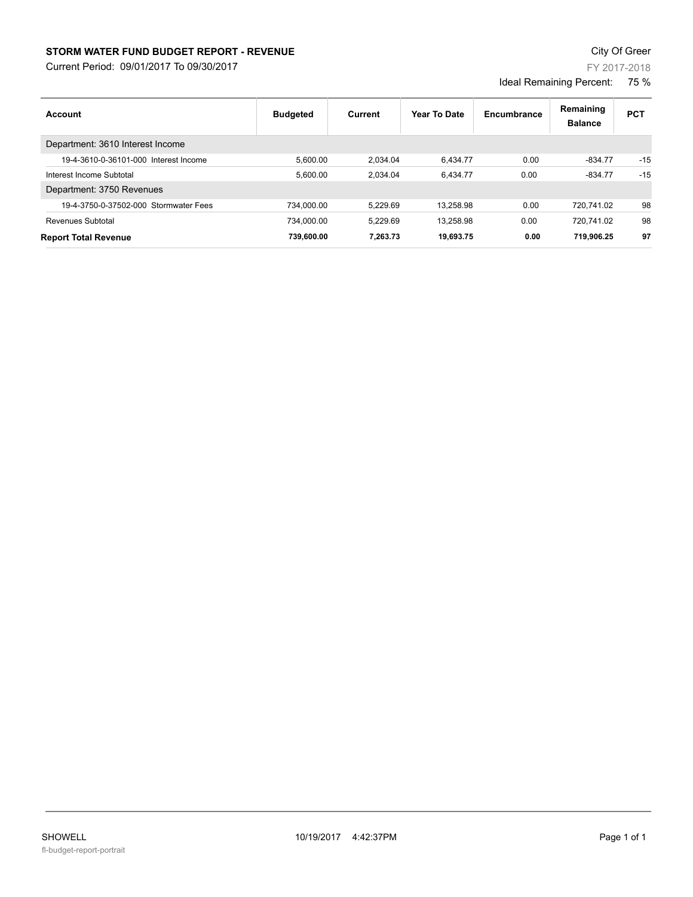# STORM WATER FUND BUDGET REPORT - REVENUE

Current Period: 09/01/2017 To 09/30/2017

City Of Greer

FY 2017-2018

Ideal Remaining Percent: 75 %

| Account | Budgeted | Current | Year To Date | Encumbrance | Remaining Balance | PCT |
|---|---|---|---|---|---|---|
| Department: 3610 Interest Income | | | | | | |
| 19-4-3610-0-36101-000 Interest Income | 5,600.00 | 2,034.04 | 6,434.77 | 0.00 | -834.77 | -15 |
| Interest Income Subtotal | 5,600.00 | 2,034.04 | 6,434.77 | 0.00 | -834.77 | -15 |
| Department: 3750 Revenues | | | | | | |
| 19-4-3750-0-37502-000 Stormwater Fees | 734,000.00 | 5,229.69 | 13,258.98 | 0.00 | 720,741.02 | 98 |
| Revenues Subtotal | 734,000.00 | 5,229.69 | 13,258.98 | 0.00 | 720,741.02 | 98 |
| **Report Total Revenue** | **739,600.00** | **7,263.73** | **19,693.75** | **0.00** | **719,906.25** | **97** |

SHOWELL 10/19/2017 4:42:37PM

fl-budget-report-portrait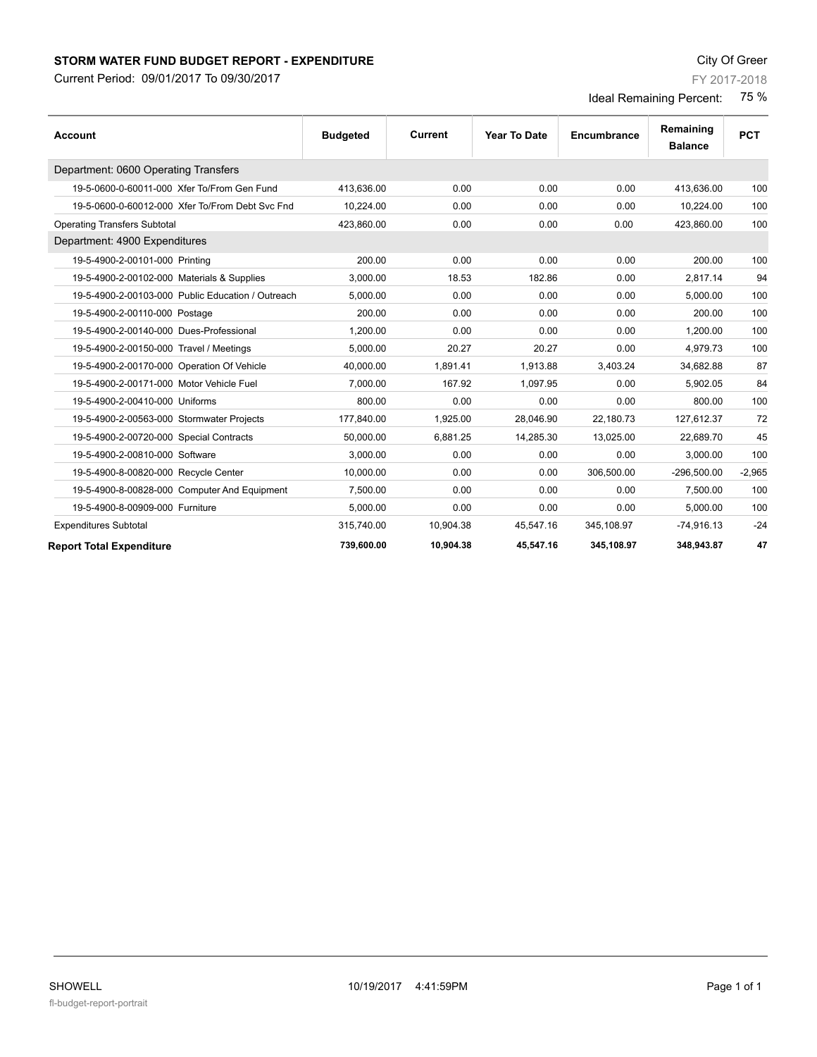**STORM WATER FUND BUDGET REPORT - EXPENDITURE**

Current Period: 09/01/2017 To 09/30/2017

City Of Greer

FY 2017-2018

Ideal Remaining Percent: 75 %

| Account | Budgeted | Current | Year To Date | Encumbrance | Remaining Balance | PCT |
|---|---|---|---|---|---|---|
| Department: 0600 Operating Transfers | | | | | | |
| 19-5-0600-0-60011-000 Xfer To/From Gen Fund | 413,636.00 | 0.00 | 0.00 | 0.00 | 413,636.00 | 100 |
| 19-5-0600-0-60012-000 Xfer To/From Debt Svc Fnd | 10,224.00 | 0.00 | 0.00 | 0.00 | 10,224.00 | 100 |
| Operating Transfers Subtotal | 423,860.00 | 0.00 | 0.00 | 0.00 | 423,860.00 | 100 |
| Department: 4900 Expenditures | | | | | | |
| 19-5-4900-2-00101-000 Printing | 200.00 | 0.00 | 0.00 | 0.00 | 200.00 | 100 |
| 19-5-4900-2-00102-000 Materials & Supplies | 3,000.00 | 18.53 | 182.86 | 0.00 | 2,817.14 | 94 |
| 19-5-4900-2-00103-000 Public Education / Outreach | 5,000.00 | 0.00 | 0.00 | 0.00 | 5,000.00 | 100 |
| 19-5-4900-2-00110-000 Postage | 200.00 | 0.00 | 0.00 | 0.00 | 200.00 | 100 |
| 19-5-4900-2-00140-000 Dues-Professional | 1,200.00 | 0.00 | 0.00 | 0.00 | 1,200.00 | 100 |
| 19-5-4900-2-00150-000 Travel / Meetings | 5,000.00 | 20.27 | 20.27 | 0.00 | 4,979.73 | 100 |
| 19-5-4900-2-00170-000 Operation Of Vehicle | 40,000.00 | 1,891.41 | 1,913.88 | 3,403.24 | 34,682.88 | 87 |
| 19-5-4900-2-00171-000 Motor Vehicle Fuel | 7,000.00 | 167.92 | 1,097.95 | 0.00 | 5,902.05 | 84 |
| 19-5-4900-2-00410-000 Uniforms | 800.00 | 0.00 | 0.00 | 0.00 | 800.00 | 100 |
| 19-5-4900-2-00563-000 Stormwater Projects | 177,840.00 | 1,925.00 | 28,046.90 | 22,180.73 | 127,612.37 | 72 |
| 19-5-4900-2-00720-000 Special Contracts | 50,000.00 | 6,881.25 | 14,285.30 | 13,025.00 | 22,689.70 | 45 |
| 19-5-4900-2-00810-000 Software | 3,000.00 | 0.00 | 0.00 | 0.00 | 3,000.00 | 100 |
| 19-5-4900-8-00820-000 Recycle Center | 10,000.00 | 0.00 | 0.00 | 306,500.00 | -296,500.00 | -2,965 |
| 19-5-4900-8-00828-000 Computer And Equipment | 7,500.00 | 0.00 | 0.00 | 0.00 | 7,500.00 | 100 |
| 19-5-4900-8-00909-000 Furniture | 5,000.00 | 0.00 | 0.00 | 0.00 | 5,000.00 | 100 |
| Expenditures Subtotal | 315,740.00 | 10,904.38 | 45,547.16 | 345,108.97 | -74,916.13 | -24 |
| **Report Total Expenditure** | **739,600.00** | **10,904.38** | **45,547.16** | **345,108.97** | **348,943.87** | **47** |

SHOWELL 10/19/2017 4:41:59PM

fl-budget-report-portrait